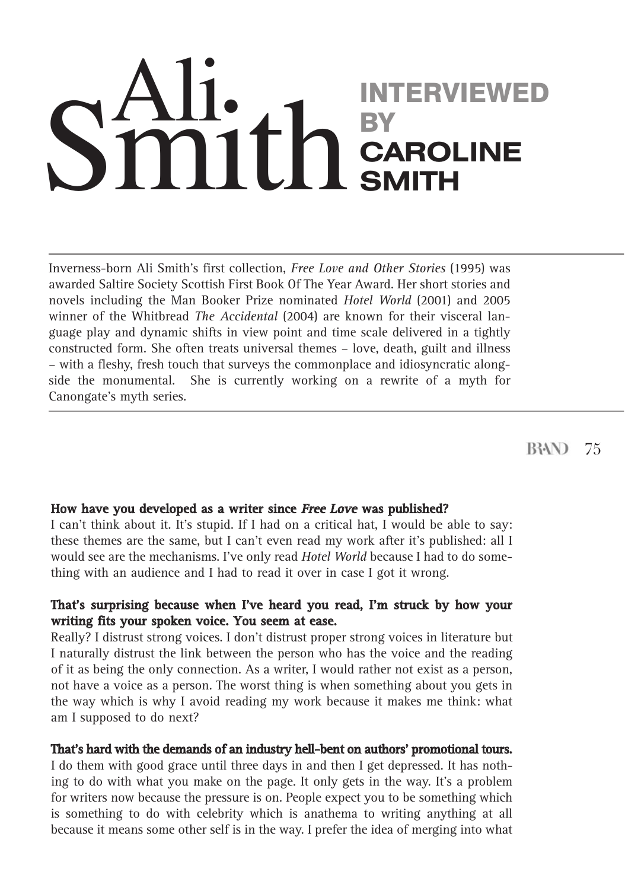# Ali Smith

## INTERVIEWED BY CAROLINE SMITH

Inverness-born Ali Smith's first collection, *Free Love and Other Stories* (1995) was awarded Saltire Society Scottish First Book Of The Year Award. Her short stories and novels including the Man Booker Prize nominated *Hotel World* (2001) and 2005 winner of the Whitbread *The Accidental* (2004) are known for their visceral language play and dynamic shifts in view point and time scale delivered in a tightly constructed form. She often treats universal themes – love, death, guilt and illness – with a fleshy, fresh touch that surveys the commonplace and idiosyncratic alongside the monumental. She is currently working on a rewrite of a myth for Canongate's myth series.

**How have you developed as a writer since *Free Love* was published?**

I can't think about it. It's stupid. If I had on a critical hat, I would be able to say: these themes are the same, but I can't even read my work after it's published: all I would see are the mechanisms. I've only read *Hotel World* because I had to do something with an audience and I had to read it over in case I got it wrong.

**That's surprising because when I've heard you read, I'm struck by how your writing fits your spoken voice. You seem at ease.**

Really? I distrust strong voices. I don't distrust proper strong voices in literature but I naturally distrust the link between the person who has the voice and the reading of it as being the only connection. As a writer, I would rather not exist as a person, not have a voice as a person. The worst thing is when something about you gets in the way which is why I avoid reading my work because it makes me think: what am I supposed to do next?

**That's hard with the demands of an industry hell-bent on authors' promotional tours.**

I do them with good grace until three days in and then I get depressed. It has nothing to do with what you make on the page. It only gets in the way. It's a problem for writers now because the pressure is on. People expect you to be something which is something to do with celebrity which is anathema to writing anything at all because it means some other self is in the way. I prefer the idea of merging into what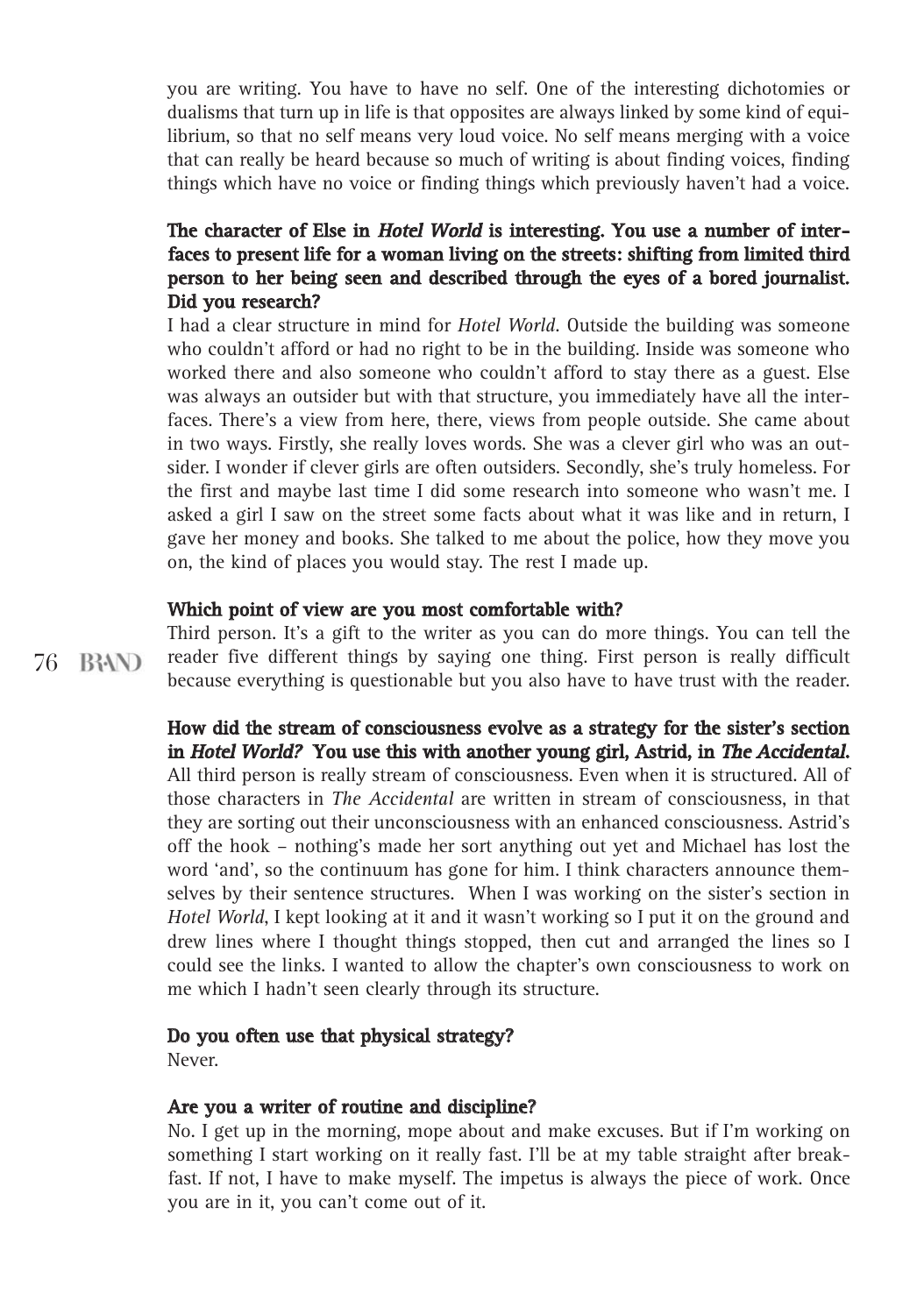you are writing. You have to have no self. One of the interesting dichotomies or dualisms that turn up in life is that opposites are always linked by some kind of equilibrium, so that no self means very loud voice. No self means merging with a voice that can really be heard because so much of writing is about finding voices, finding things which have no voice or finding things which previously haven't had a voice.

**The character of Else in *Hotel World* is interesting. You use a number of interfaces to present life for a woman living on the streets: shifting from limited third person to her being seen and described through the eyes of a bored journalist. Did you research?**

I had a clear structure in mind for *Hotel World*. Outside the building was someone who couldn't afford or had no right to be in the building. Inside was someone who worked there and also someone who couldn't afford to stay there as a guest. Else was always an outsider but with that structure, you immediately have all the interfaces. There's a view from here, there, views from people outside. She came about in two ways. Firstly, she really loves words. She was a clever girl who was an outsider. I wonder if clever girls are often outsiders. Secondly, she's truly homeless. For the first and maybe last time I did some research into someone who wasn't me. I asked a girl I saw on the street some facts about what it was like and in return, I gave her money and books. She talked to me about the police, how they move you on, the kind of places you would stay. The rest I made up.

**Which point of view are you most comfortable with?**

Third person. It's a gift to the writer as you can do more things. You can tell the reader five different things by saying one thing. First person is really difficult because everything is questionable but you also have to have trust with the reader.

**How did the stream of consciousness evolve as a strategy for the sister's section in *Hotel World?* You use this with another young girl, Astrid, in *The Accidental*.**

All third person is really stream of consciousness. Even when it is structured. All of those characters in *The Accidental* are written in stream of consciousness, in that they are sorting out their unconsciousness with an enhanced consciousness. Astrid's off the hook – nothing's made her sort anything out yet and Michael has lost the word 'and', so the continuum has gone for him. I think characters announce themselves by their sentence structures. When I was working on the sister's section in *Hotel World*, I kept looking at it and it wasn't working so I put it on the ground and drew lines where I thought things stopped, then cut and arranged the lines so I could see the links. I wanted to allow the chapter's own consciousness to work on me which I hadn't seen clearly through its structure.

**Do you often use that physical strategy?**

Never.

**Are you a writer of routine and discipline?**

No. I get up in the morning, mope about and make excuses. But if I'm working on something I start working on it really fast. I'll be at my table straight after breakfast. If not, I have to make myself. The impetus is always the piece of work. Once you are in it, you can't come out of it.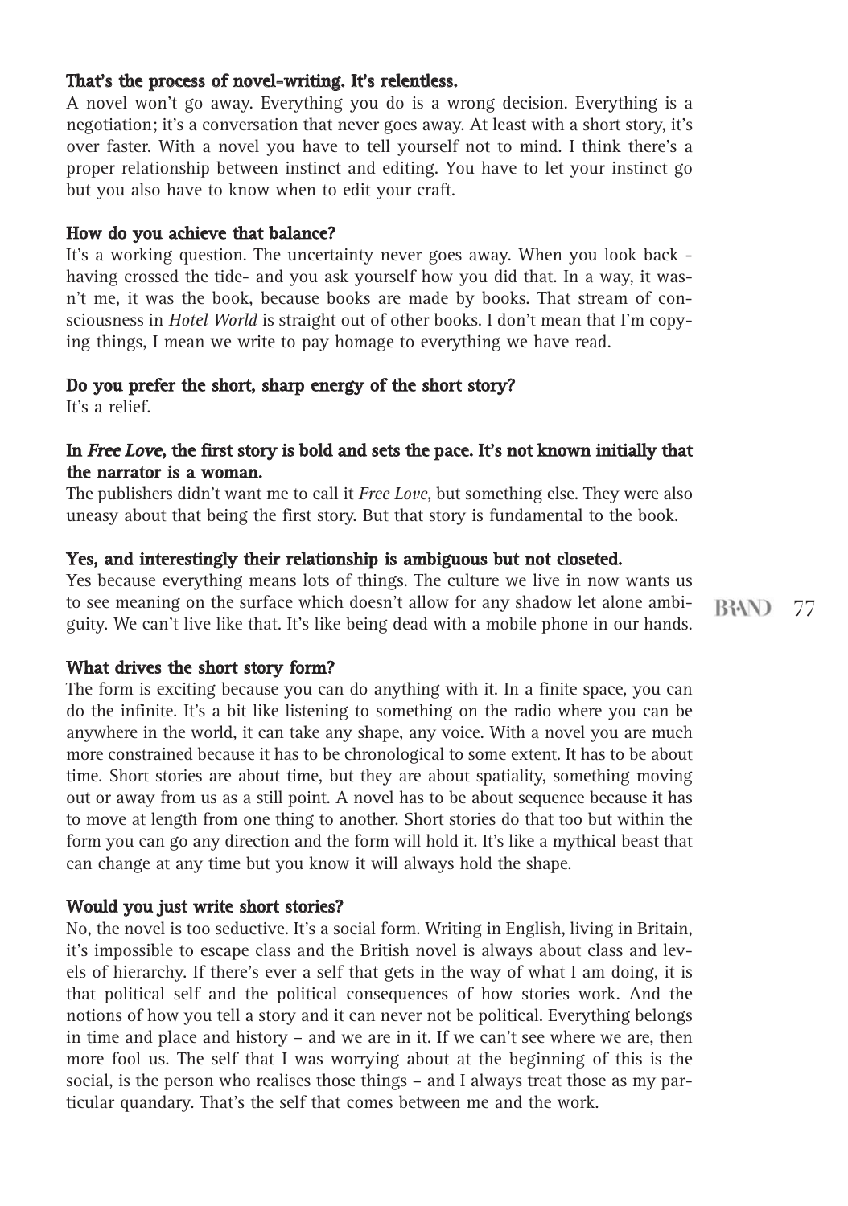**That's the process of novel-writing. It's relentless.**

A novel won't go away. Everything you do is a wrong decision. Everything is a negotiation; it's a conversation that never goes away. At least with a short story, it's over faster. With a novel you have to tell yourself not to mind. I think there's a proper relationship between instinct and editing. You have to let your instinct go but you also have to know when to edit your craft.

**How do you achieve that balance?**

It's a working question. The uncertainty never goes away. When you look back - having crossed the tide- and you ask yourself how you did that. In a way, it wasn't me, it was the book, because books are made by books. That stream of consciousness in *Hotel World* is straight out of other books. I don't mean that I'm copying things, I mean we write to pay homage to everything we have read.

**Do you prefer the short, sharp energy of the short story?**

It's a relief.

**In *Free Love*, the first story is bold and sets the pace. It's not known initially that the narrator is a woman.**

The publishers didn't want me to call it *Free Love*, but something else. They were also uneasy about that being the first story. But that story is fundamental to the book.

**Yes, and interestingly their relationship is ambiguous but not closeted.**

Yes because everything means lots of things. The culture we live in now wants us to see meaning on the surface which doesn't allow for any shadow let alone ambiguity. We can't live like that. It's like being dead with a mobile phone in our hands.

**What drives the short story form?**

The form is exciting because you can do anything with it. In a finite space, you can do the infinite. It's a bit like listening to something on the radio where you can be anywhere in the world, it can take any shape, any voice. With a novel you are much more constrained because it has to be chronological to some extent. It has to be about time. Short stories are about time, but they are about spatiality, something moving out or away from us as a still point. A novel has to be about sequence because it has to move at length from one thing to another. Short stories do that too but within the form you can go any direction and the form will hold it. It's like a mythical beast that can change at any time but you know it will always hold the shape.

**Would you just write short stories?**

No, the novel is too seductive. It's a social form. Writing in English, living in Britain, it's impossible to escape class and the British novel is always about class and levels of hierarchy. If there's ever a self that gets in the way of what I am doing, it is that political self and the political consequences of how stories work. And the notions of how you tell a story and it can never not be political. Everything belongs in time and place and history – and we are in it. If we can't see where we are, then more fool us. The self that I was worrying about at the beginning of this is the social, is the person who realises those things – and I always treat those as my particular quandary. That's the self that comes between me and the work.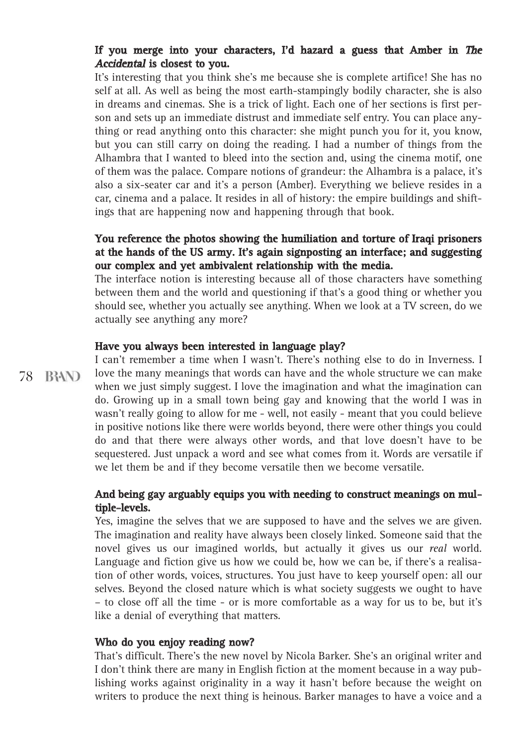**If you merge into your characters, I'd hazard a guess that Amber in *The Accidental* is closest to you.**

It's interesting that you think she's me because she is complete artifice! She has no self at all. As well as being the most earth-stampingly bodily character, she is also in dreams and cinemas. She is a trick of light. Each one of her sections is first person and sets up an immediate distrust and immediate self entry. You can place anything or read anything onto this character: she might punch you for it, you know, but you can still carry on doing the reading. I had a number of things from the Alhambra that I wanted to bleed into the section and, using the cinema motif, one of them was the palace. Compare notions of grandeur: the Alhambra is a palace, it's also a six-seater car and it's a person (Amber). Everything we believe resides in a car, cinema and a palace. It resides in all of history: the empire buildings and shiftings that are happening now and happening through that book.

**You reference the photos showing the humiliation and torture of Iraqi prisoners at the hands of the US army. It's again signposting an interface; and suggesting our complex and yet ambivalent relationship with the media.**

The interface notion is interesting because all of those characters have something between them and the world and questioning if that's a good thing or whether you should see, whether you actually see anything. When we look at a TV screen, do we actually see anything any more?

**Have you always been interested in language play?**

I can't remember a time when I wasn't. There's nothing else to do in Inverness. I love the many meanings that words can have and the whole structure we can make when we just simply suggest. I love the imagination and what the imagination can do. Growing up in a small town being gay and knowing that the world I was in wasn't really going to allow for me - well, not easily - meant that you could believe in positive notions like there were worlds beyond, there were other things you could do and that there were always other words, and that love doesn't have to be sequestered. Just unpack a word and see what comes from it. Words are versatile if we let them be and if they become versatile then we become versatile.

**And being gay arguably equips you with needing to construct meanings on multiple-levels.**

Yes, imagine the selves that we are supposed to have and the selves we are given. The imagination and reality have always been closely linked. Someone said that the novel gives us our imagined worlds, but actually it gives us our *real* world. Language and fiction give us how we could be, how we can be, if there's a realisation of other words, voices, structures. You just have to keep yourself open: all our selves. Beyond the closed nature which is what society suggests we ought to have – to close off all the time - or is more comfortable as a way for us to be, but it's like a denial of everything that matters.

**Who do you enjoy reading now?**

That's difficult. There's the new novel by Nicola Barker. She's an original writer and I don't think there are many in English fiction at the moment because in a way publishing works against originality in a way it hasn't before because the weight on writers to produce the next thing is heinous. Barker manages to have a voice and a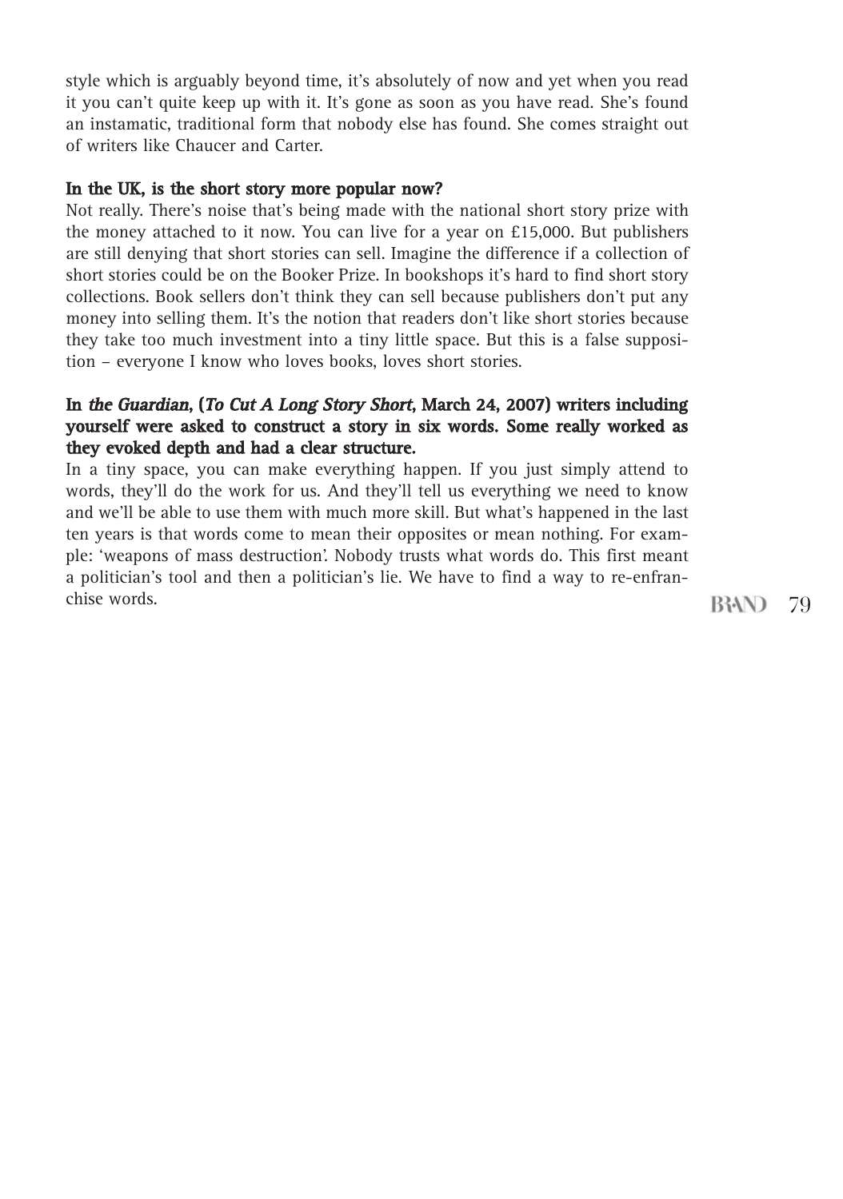style which is arguably beyond time, it's absolutely of now and yet when you read it you can't quite keep up with it. It's gone as soon as you have read. She's found an instamatic, traditional form that nobody else has found. She comes straight out of writers like Chaucer and Carter.

**In the UK, is the short story more popular now?**

Not really. There's noise that's being made with the national short story prize with the money attached to it now. You can live for a year on £15,000. But publishers are still denying that short stories can sell. Imagine the difference if a collection of short stories could be on the Booker Prize. In bookshops it's hard to find short story collections. Book sellers don't think they can sell because publishers don't put any money into selling them. It's the notion that readers don't like short stories because they take too much investment into a tiny little space. But this is a false supposition – everyone I know who loves books, loves short stories.

**In *the Guardian*, (*To Cut A Long Story Short*, March 24, 2007) writers including yourself were asked to construct a story in six words. Some really worked as they evoked depth and had a clear structure.**

In a tiny space, you can make everything happen. If you just simply attend to words, they'll do the work for us. And they'll tell us everything we need to know and we'll be able to use them with much more skill. But what's happened in the last ten years is that words come to mean their opposites or mean nothing. For example: 'weapons of mass destruction'. Nobody trusts what words do. This first meant a politician's tool and then a politician's lie. We have to find a way to re-enfranchise words.